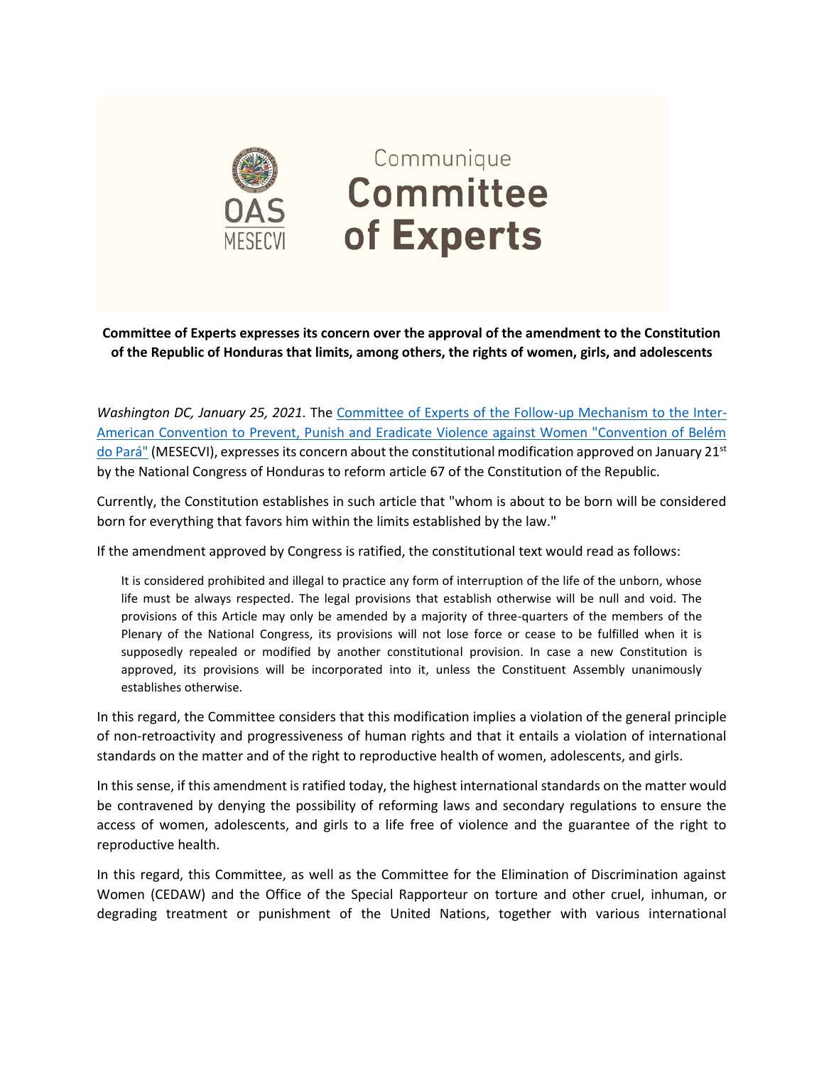OAS
MESECVI

Communique
# Committee of Experts

**Committee of Experts expresses its concern over the approval of the amendment to the Constitution of the Republic of Honduras that limits, among others, the rights of women, girls, and adolescents**

*Washington DC, January 25, 2021.* The Committee of Experts of the Follow-up Mechanism to the Inter-American Convention to Prevent, Punish and Eradicate Violence against Women "Convention of Belém do Pará" (MESECVI), expresses its concern about the constitutional modification approved on January 21st by the National Congress of Honduras to reform article 67 of the Constitution of the Republic.

Currently, the Constitution establishes in such article that "whom is about to be born will be considered born for everything that favors him within the limits established by the law."

If the amendment approved by Congress is ratified, the constitutional text would read as follows:

> It is considered prohibited and illegal to practice any form of interruption of the life of the unborn, whose life must be always respected. The legal provisions that establish otherwise will be null and void. The provisions of this Article may only be amended by a majority of three-quarters of the members of the Plenary of the National Congress, its provisions will not lose force or cease to be fulfilled when it is supposedly repealed or modified by another constitutional provision. In case a new Constitution is approved, its provisions will be incorporated into it, unless the Constituent Assembly unanimously establishes otherwise.

In this regard, the Committee considers that this modification implies a violation of the general principle of non-retroactivity and progressiveness of human rights and that it entails a violation of international standards on the matter and of the right to reproductive health of women, adolescents, and girls.

In this sense, if this amendment is ratified today, the highest international standards on the matter would be contravened by denying the possibility of reforming laws and secondary regulations to ensure the access of women, adolescents, and girls to a life free of violence and the guarantee of the right to reproductive health.

In this regard, this Committee, as well as the Committee for the Elimination of Discrimination against Women (CEDAW) and the Office of the Special Rapporteur on torture and other cruel, inhuman, or degrading treatment or punishment of the United Nations, together with various international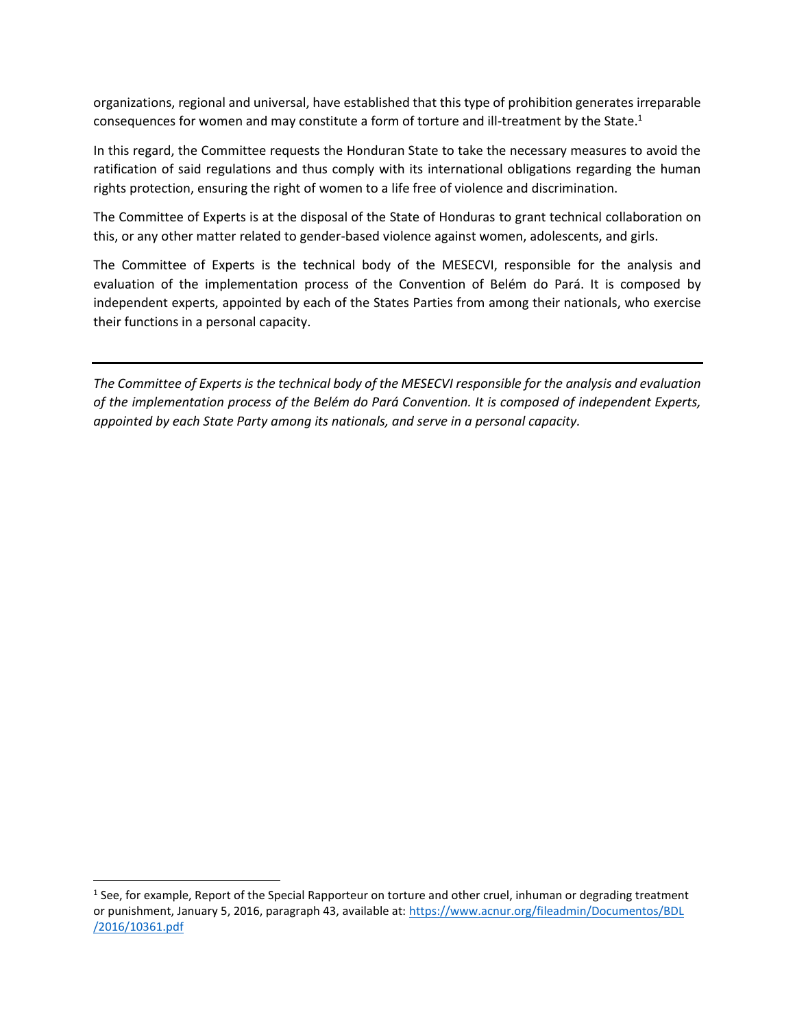organizations, regional and universal, have established that this type of prohibition generates irreparable consequences for women and may constitute a form of torture and ill-treatment by the State.[1]

In this regard, the Committee requests the Honduran State to take the necessary measures to avoid the ratification of said regulations and thus comply with its international obligations regarding the human rights protection, ensuring the right of women to a life free of violence and discrimination.

The Committee of Experts is at the disposal of the State of Honduras to grant technical collaboration on this, or any other matter related to gender-based violence against women, adolescents, and girls.

The Committee of Experts is the technical body of the MESECVI, responsible for the analysis and evaluation of the implementation process of the Convention of Belém do Pará. It is composed by independent experts, appointed by each of the States Parties from among their nationals, who exercise their functions in a personal capacity.

---

*The Committee of Experts is the technical body of the MESECVI responsible for the analysis and evaluation of the implementation process of the Belém do Pará Convention. It is composed of independent Experts, appointed by each State Party among its nationals, and serve in a personal capacity.*

---

[1] See, for example, Report of the Special Rapporteur on torture and other cruel, inhuman or degrading treatment or punishment, January 5, 2016, paragraph 43, available at: https://www.acnur.org/fileadmin/Documentos/BDL/2016/10361.pdf